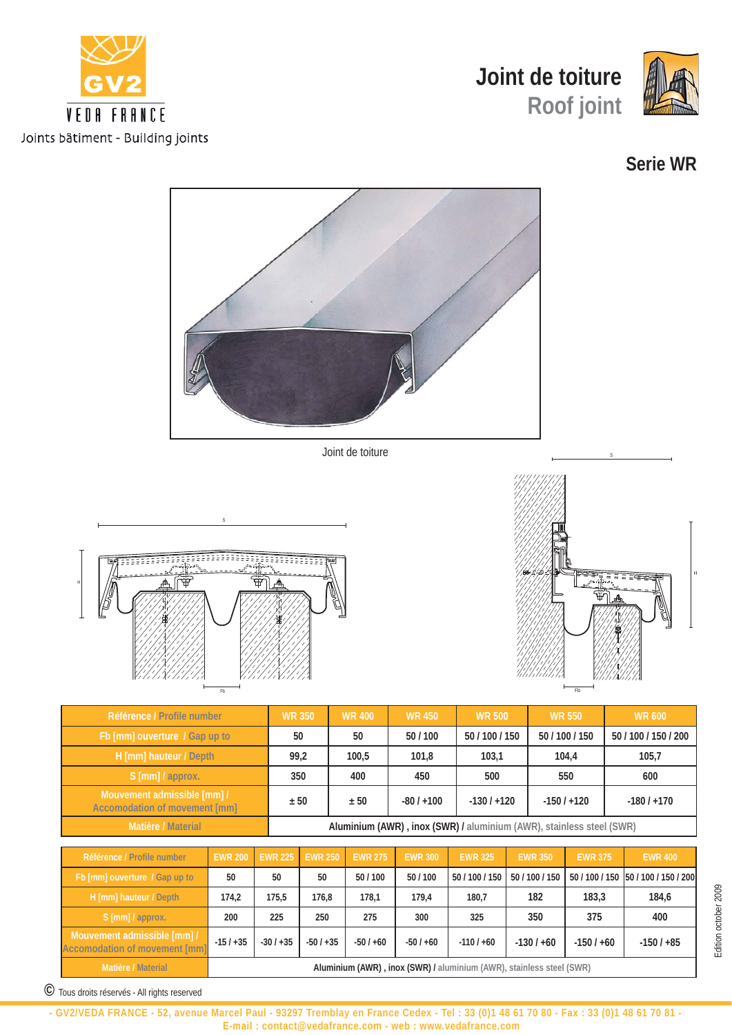GV2

VEDA FRANCE

Joints bâtiment - Building joints

# Joint de toiture
## Roof joint

### Serie WR

Joint de toiture

| Référence / Profile number | WR 350 | WR 400 | WR 450 | WR 500 | WR 550 | WR 600 |
|---|---|---|---|---|---|---|
| Fb [mm] ouverture / Gap up to | 50 | 50 | 50 / 100 | 50 / 100 / 150 | 50 / 100 / 150 | 50 / 100 / 150 / 200 |
| H [mm] hauteur / Depth | 99,2 | 100,5 | 101,8 | 103,1 | 104,4 | 105,7 |
| S [mm] / approx. | 350 | 400 | 450 | 500 | 550 | 600 |
| Mouvement admissible [mm] / Accomodation of movement [mm] | ± 50 | ± 50 | -80 / +100 | -130 / +120 | -150 / +120 | -180 / +170 |
| Matière / Material | Aluminium (AWR) , inox (SWR) / aluminium (AWR), stainless steel (SWR) | | | | | |

| Référence / Profile number | EWR 200 | EWR 225 | EWR 250 | EWR 275 | EWR 300 | EWR 325 | EWR 350 | EWR 375 | EWR 400 |
|---|---|---|---|---|---|---|---|---|---|
| Fb [mm] ouverture / Gap up to | 50 | 50 | 50 | 50 / 100 | 50 / 100 | 50 / 100 / 150 | 50 / 100 / 150 | 50 / 100 / 150 | 50 / 100 / 150 / 200 |
| H [mm] hauteur / Depth | 174,2 | 175,5 | 176,8 | 178,1 | 179,4 | 180,7 | 182 | 183,3 | 184,6 |
| S [mm] / approx. | 200 | 225 | 250 | 275 | 300 | 325 | 350 | 375 | 400 |
| Mouvement admissible [mm] / Accomodation of movement [mm] | -15 / +35 | -30 / +35 | -50 / +35 | -50 / +60 | -50 / +60 | -110 / +60 | -130 / +60 | -150 / +60 | -150 / +85 |
| Matière / Material | Aluminium (AWR) , inox (SWR) / aluminium (AWR), stainless steel (SWR) | | | | | | | | |

Edition october 2009

© Tous droits réservés - All rights reserved

- GV2/VEDA FRANCE - 52, avenue Marcel Paul - 93297 Tremblay en France Cedex - Tel : 33 (0)1 48 61 70 80 - Fax : 33 (0)1 48 61 70 81 -
E-mail : contact@vedafrance.com - web : www.vedafrance.com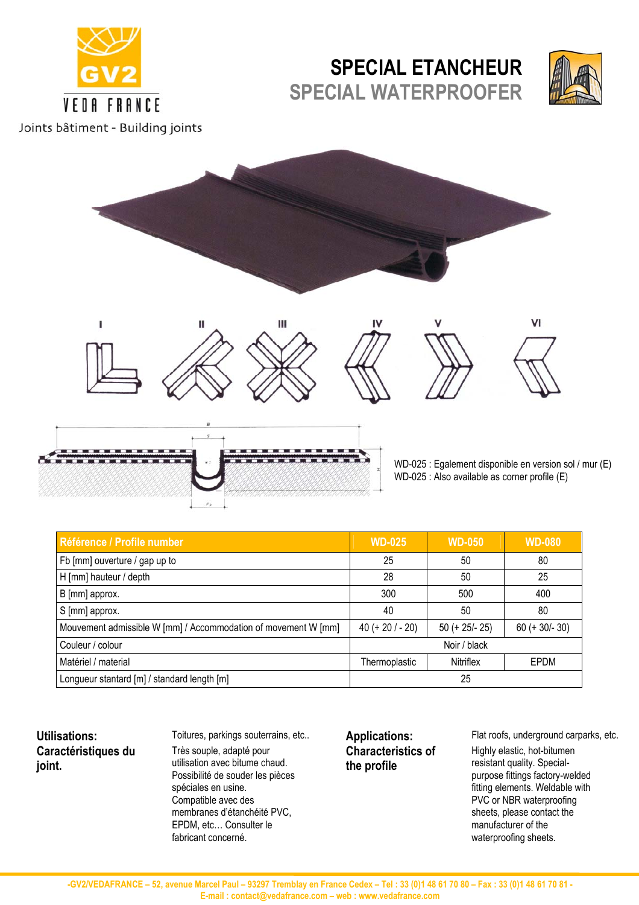GV2

VEDA FRANCE

Joints bâtiment - Building joints

# SPECIAL ETANCHEUR

## SPECIAL WATERPROOFER

I II III IV V VI

WD-025 : Egalement disponible en version sol / mur (E)

WD-025 : Also available as corner profile (E)

| Référence / Profile number | WD-025 | WD-050 | WD-080 |
|---|---|---|---|
| Fb [mm] ouverture / gap up to | 25 | 50 | 80 |
| H [mm] hauteur / depth | 28 | 50 | 25 |
| B [mm] approx. | 300 | 500 | 400 |
| S [mm] approx. | 40 | 50 | 80 |
| Mouvement admissible W [mm] / Accommodation of movement W [mm] | 40 (+ 20 / - 20) | 50 (+ 25/- 25) | 60 (+ 30/- 30) |
| Couleur / colour | Noir / black | | |
| Matériel / material | Thermoplastic | Nitriflex | EPDM |
| Longueur stantard [m] / standard length [m] | 25 | | |

**Utilisations:**
**Caractéristiques du joint.**

Toitures, parkings souterrains, etc..
Très souple, adapté pour utilisation avec bitume chaud. Possibilité de souder les pièces spéciales en usine. Compatible avec des membranes d'étanchéité PVC, EPDM, etc… Consulter le fabricant concerné.

**Applications:**
**Characteristics of the profile**

Flat roofs, underground carparks, etc.
Highly elastic, hot-bitumen resistant quality. Special-purpose fittings factory-welded fitting elements. Weldable with PVC or NBR waterproofing sheets, please contact the manufacturer of the waterproofing sheets.

-GV2/VEDAFRANCE – 52, avenue Marcel Paul – 93297 Tremblay en France Cedex – Tel : 33 (0)1 48 61 70 80 – Fax : 33 (0)1 48 61 70 81 -
E-mail : contact@vedafrance.com – web : www.vedafrance.com